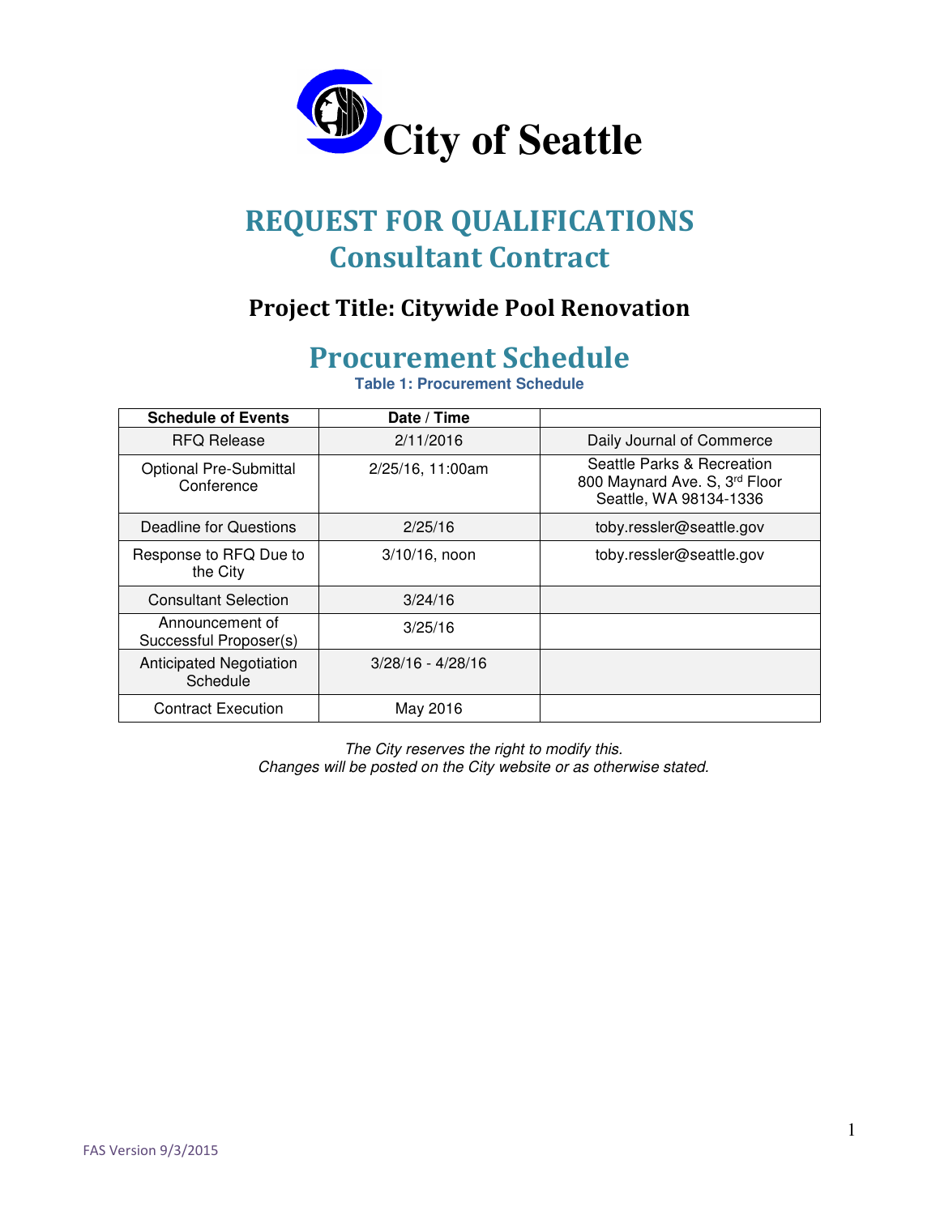# City of Seattle

# REQUEST FOR QUALIFICATIONS
# Consultant Contract

## Project Title: Citywide Pool Renovation

# Procurement Schedule

**Table 1: Procurement Schedule**

| Schedule of Events | Date / Time | |
|---|---|---|
| RFQ Release | 2/11/2016 | Daily Journal of Commerce |
| Optional Pre-Submittal Conference | 2/25/16, 11:00am | Seattle Parks & Recreation 800 Maynard Ave. S, 3rd Floor Seattle, WA 98134-1336 |
| Deadline for Questions | 2/25/16 | toby.ressler@seattle.gov |
| Response to RFQ Due to the City | 3/10/16, noon | toby.ressler@seattle.gov |
| Consultant Selection | 3/24/16 | |
| Announcement of Successful Proposer(s) | 3/25/16 | |
| Anticipated Negotiation Schedule | 3/28/16 - 4/28/16 | |
| Contract Execution | May 2016 | |

*The City reserves the right to modify this.*
*Changes will be posted on the City website or as otherwise stated.*

FAS Version 9/3/2015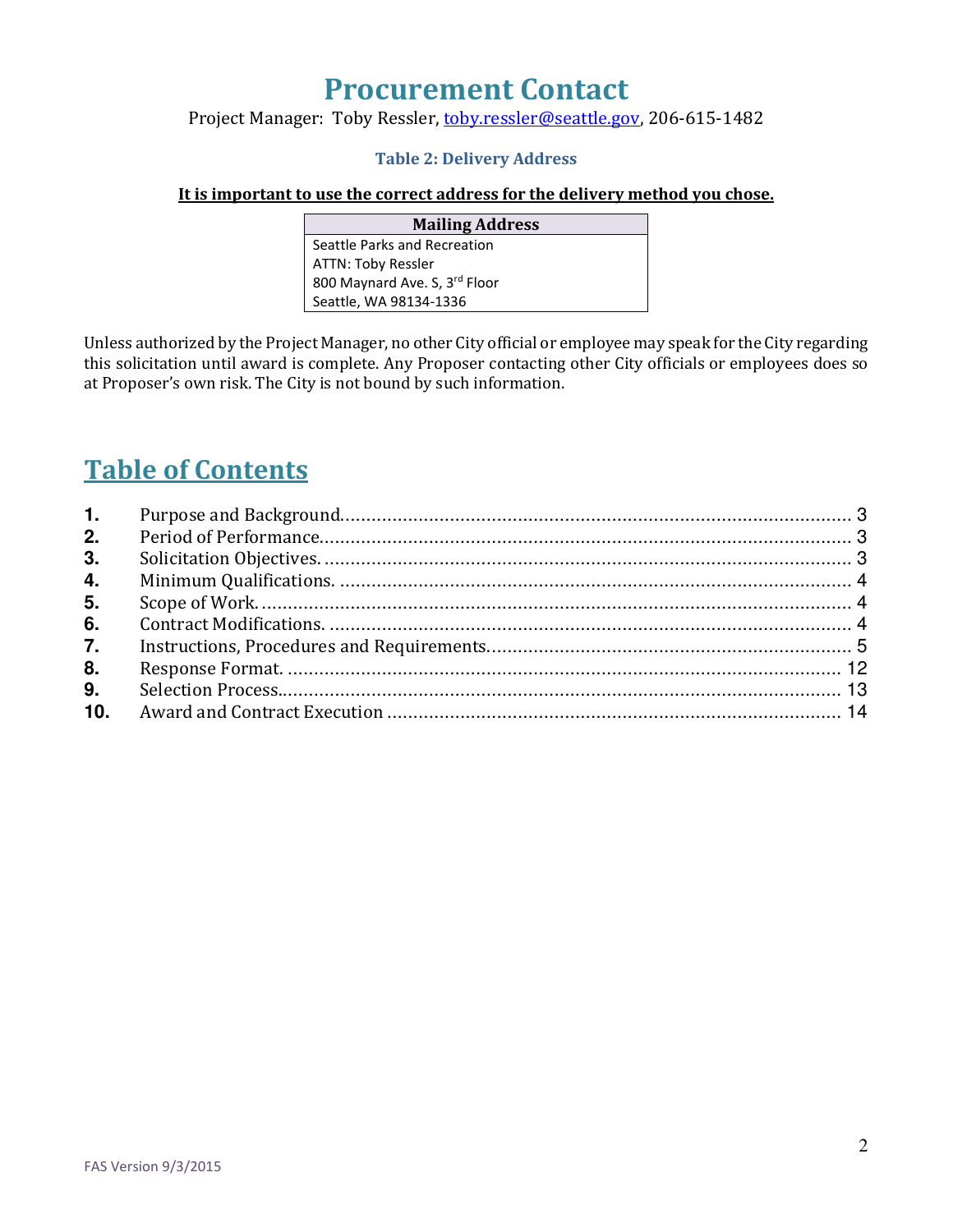# Procurement Contact

Project Manager: Toby Ressler, toby.ressler@seattle.gov, 206-615-1482

### Table 2: Delivery Address

**It is important to use the correct address for the delivery method you chose.**

| Mailing Address |
|---|
| Seattle Parks and Recreation<br>ATTN: Toby Ressler<br>800 Maynard Ave. S, 3rd Floor<br>Seattle, WA 98134-1336 |

Unless authorized by the Project Manager, no other City official or employee may speak for the City regarding this solicitation until award is complete. Any Proposer contacting other City officials or employees does so at Proposer's own risk. The City is not bound by such information.

## Table of Contents

1. Purpose and Background .......... 3
2. Period of Performance .......... 3
3. Solicitation Objectives. .......... 3
4. Minimum Qualifications. .......... 4
5. Scope of Work. .......... 4
6. Contract Modifications. .......... 4
7. Instructions, Procedures and Requirements .......... 5
8. Response Format. .......... 12
9. Selection Process .......... 13
10. Award and Contract Execution .......... 14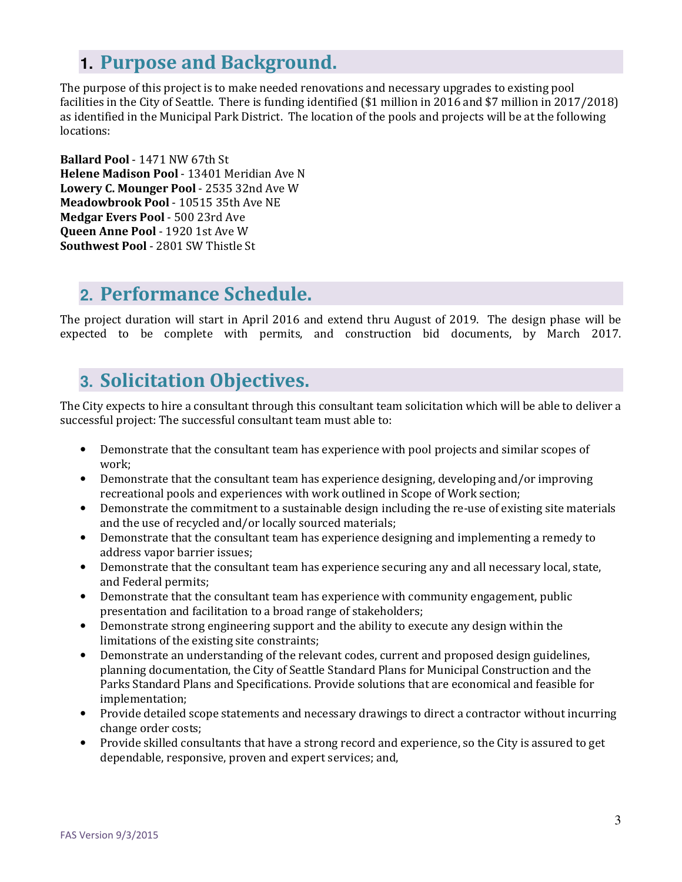## 1. Purpose and Background.

The purpose of this project is to make needed renovations and necessary upgrades to existing pool facilities in the City of Seattle. There is funding identified ($1 million in 2016 and $7 million in 2017/2018) as identified in the Municipal Park District. The location of the pools and projects will be at the following locations:

**Ballard Pool** - 1471 NW 67th St
**Helene Madison Pool** - 13401 Meridian Ave N
**Lowery C. Mounger Pool** - 2535 32nd Ave W
**Meadowbrook Pool** - 10515 35th Ave NE
**Medgar Evers Pool** - 500 23rd Ave
**Queen Anne Pool** - 1920 1st Ave W
**Southwest Pool** - 2801 SW Thistle St

## 2. Performance Schedule.

The project duration will start in April 2016 and extend thru August of 2019. The design phase will be expected to be complete with permits, and construction bid documents, by March 2017.

## 3. Solicitation Objectives.

The City expects to hire a consultant through this consultant team solicitation which will be able to deliver a successful project: The successful consultant team must able to:

- Demonstrate that the consultant team has experience with pool projects and similar scopes of work;
- Demonstrate that the consultant team has experience designing, developing and/or improving recreational pools and experiences with work outlined in Scope of Work section;
- Demonstrate the commitment to a sustainable design including the re-use of existing site materials and the use of recycled and/or locally sourced materials;
- Demonstrate that the consultant team has experience designing and implementing a remedy to address vapor barrier issues;
- Demonstrate that the consultant team has experience securing any and all necessary local, state, and Federal permits;
- Demonstrate that the consultant team has experience with community engagement, public presentation and facilitation to a broad range of stakeholders;
- Demonstrate strong engineering support and the ability to execute any design within the limitations of the existing site constraints;
- Demonstrate an understanding of the relevant codes, current and proposed design guidelines, planning documentation, the City of Seattle Standard Plans for Municipal Construction and the Parks Standard Plans and Specifications. Provide solutions that are economical and feasible for implementation;
- Provide detailed scope statements and necessary drawings to direct a contractor without incurring change order costs;
- Provide skilled consultants that have a strong record and experience, so the City is assured to get dependable, responsive, proven and expert services; and,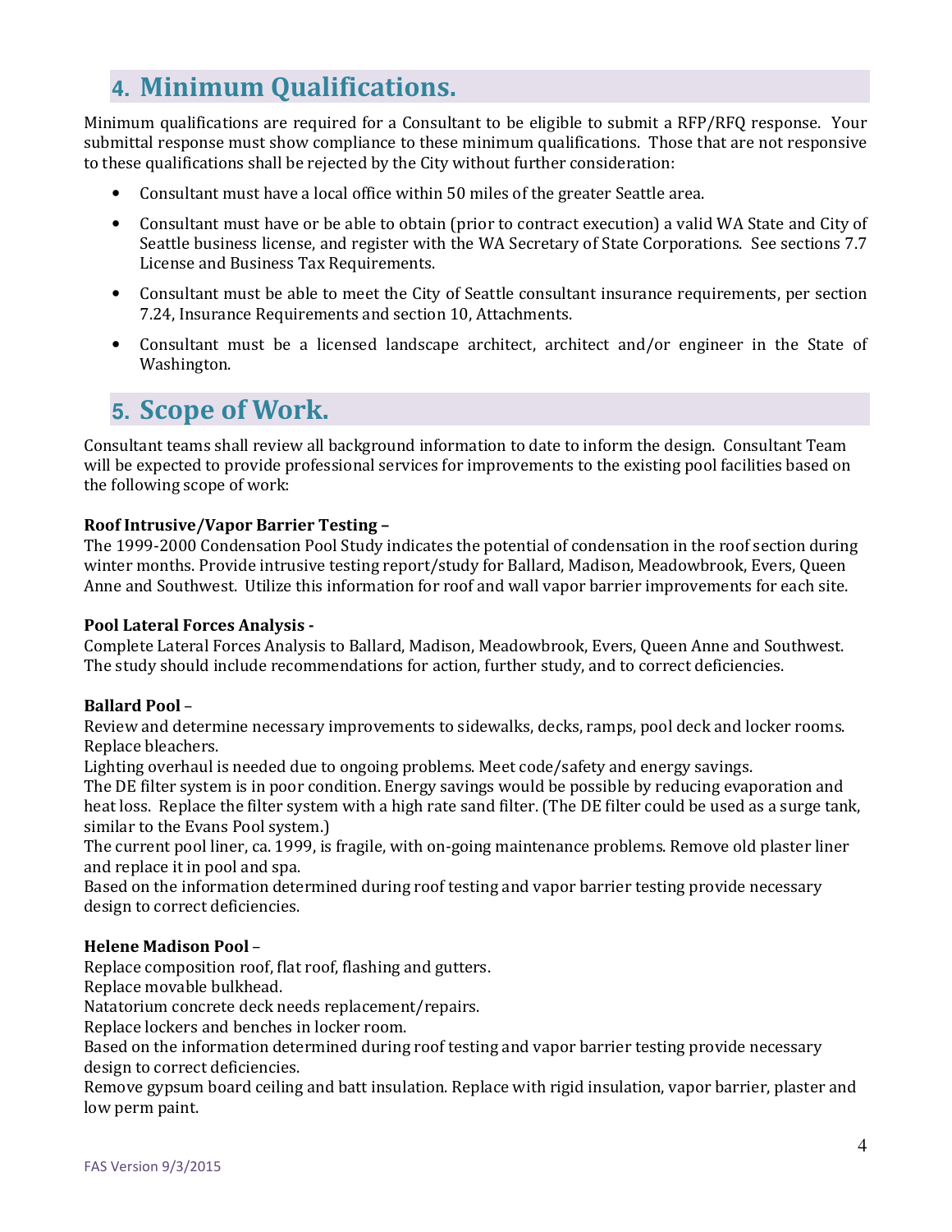## 4. Minimum Qualifications.

Minimum qualifications are required for a Consultant to be eligible to submit a RFP/RFQ response. Your submittal response must show compliance to these minimum qualifications. Those that are not responsive to these qualifications shall be rejected by the City without further consideration:

- Consultant must have a local office within 50 miles of the greater Seattle area.
- Consultant must have or be able to obtain (prior to contract execution) a valid WA State and City of Seattle business license, and register with the WA Secretary of State Corporations. See sections 7.7 License and Business Tax Requirements.
- Consultant must be able to meet the City of Seattle consultant insurance requirements, per section 7.24, Insurance Requirements and section 10, Attachments.
- Consultant must be a licensed landscape architect, architect and/or engineer in the State of Washington.

## 5. Scope of Work.

Consultant teams shall review all background information to date to inform the design. Consultant Team will be expected to provide professional services for improvements to the existing pool facilities based on the following scope of work:

**Roof Intrusive/Vapor Barrier Testing –**
The 1999-2000 Condensation Pool Study indicates the potential of condensation in the roof section during winter months. Provide intrusive testing report/study for Ballard, Madison, Meadowbrook, Evers, Queen Anne and Southwest. Utilize this information for roof and wall vapor barrier improvements for each site.

**Pool Lateral Forces Analysis -**
Complete Lateral Forces Analysis to Ballard, Madison, Meadowbrook, Evers, Queen Anne and Southwest. The study should include recommendations for action, further study, and to correct deficiencies.

**Ballard Pool** –
Review and determine necessary improvements to sidewalks, decks, ramps, pool deck and locker rooms. Replace bleachers.
Lighting overhaul is needed due to ongoing problems. Meet code/safety and energy savings.
The DE filter system is in poor condition. Energy savings would be possible by reducing evaporation and heat loss. Replace the filter system with a high rate sand filter. (The DE filter could be used as a surge tank, similar to the Evans Pool system.)
The current pool liner, ca. 1999, is fragile, with on-going maintenance problems. Remove old plaster liner and replace it in pool and spa.
Based on the information determined during roof testing and vapor barrier testing provide necessary design to correct deficiencies.

**Helene Madison Pool** –
Replace composition roof, flat roof, flashing and gutters.
Replace movable bulkhead.
Natatorium concrete deck needs replacement/repairs.
Replace lockers and benches in locker room.
Based on the information determined during roof testing and vapor barrier testing provide necessary design to correct deficiencies.
Remove gypsum board ceiling and batt insulation. Replace with rigid insulation, vapor barrier, plaster and low perm paint.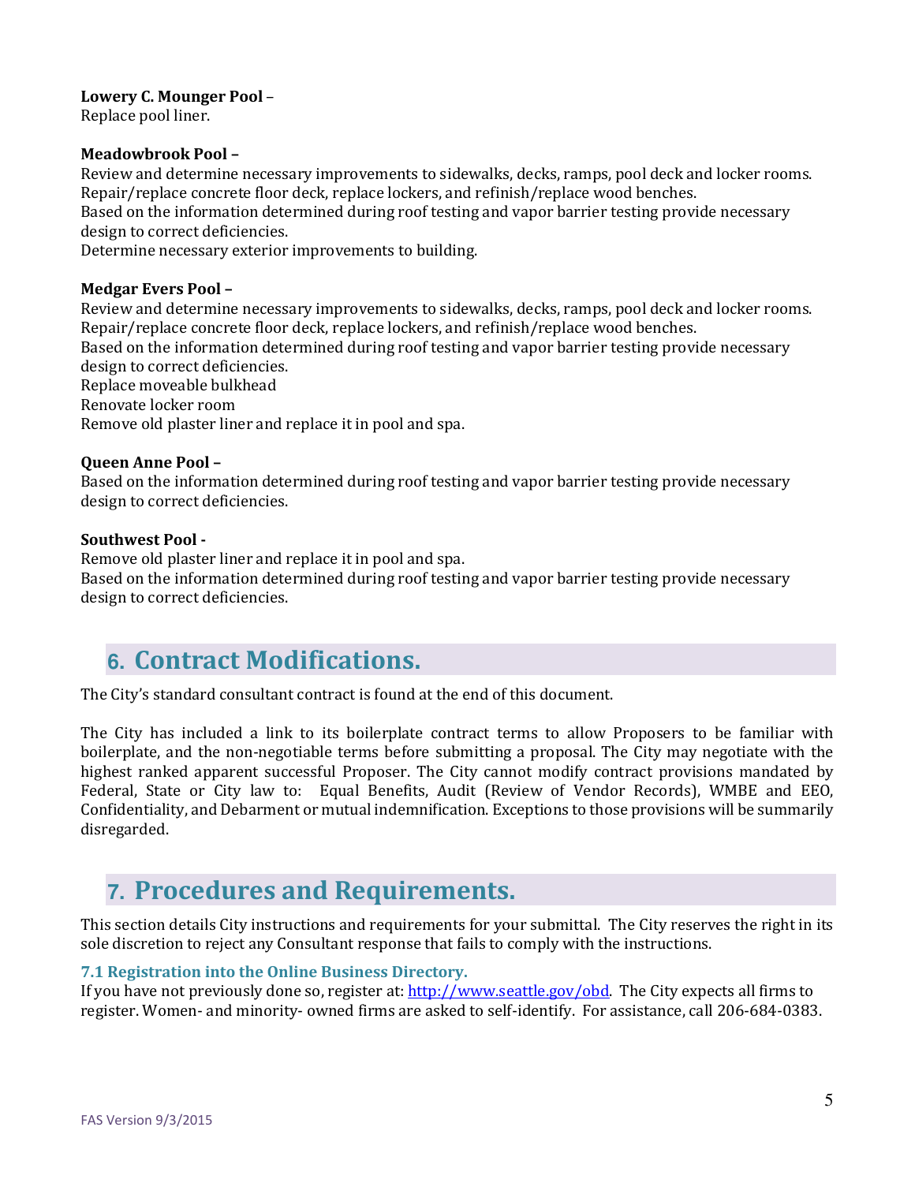**Lowery C. Mounger Pool** –
Replace pool liner.

**Meadowbrook Pool –**
Review and determine necessary improvements to sidewalks, decks, ramps, pool deck and locker rooms.
Repair/replace concrete floor deck, replace lockers, and refinish/replace wood benches.
Based on the information determined during roof testing and vapor barrier testing provide necessary design to correct deficiencies.
Determine necessary exterior improvements to building.

**Medgar Evers Pool –**
Review and determine necessary improvements to sidewalks, decks, ramps, pool deck and locker rooms.
Repair/replace concrete floor deck, replace lockers, and refinish/replace wood benches.
Based on the information determined during roof testing and vapor barrier testing provide necessary design to correct deficiencies.
Replace moveable bulkhead
Renovate locker room
Remove old plaster liner and replace it in pool and spa.

**Queen Anne Pool –**
Based on the information determined during roof testing and vapor barrier testing provide necessary design to correct deficiencies.

**Southwest Pool -**
Remove old plaster liner and replace it in pool and spa.
Based on the information determined during roof testing and vapor barrier testing provide necessary design to correct deficiencies.

## 6. Contract Modifications.

The City's standard consultant contract is found at the end of this document.

The City has included a link to its boilerplate contract terms to allow Proposers to be familiar with boilerplate, and the non-negotiable terms before submitting a proposal. The City may negotiate with the highest ranked apparent successful Proposer. The City cannot modify contract provisions mandated by Federal, State or City law to: Equal Benefits, Audit (Review of Vendor Records), WMBE and EEO, Confidentiality, and Debarment or mutual indemnification. Exceptions to those provisions will be summarily disregarded.

## 7. Procedures and Requirements.

This section details City instructions and requirements for your submittal. The City reserves the right in its sole discretion to reject any Consultant response that fails to comply with the instructions.

### 7.1 Registration into the Online Business Directory.

If you have not previously done so, register at: http://www.seattle.gov/obd. The City expects all firms to register. Women- and minority- owned firms are asked to self-identify. For assistance, call 206-684-0383.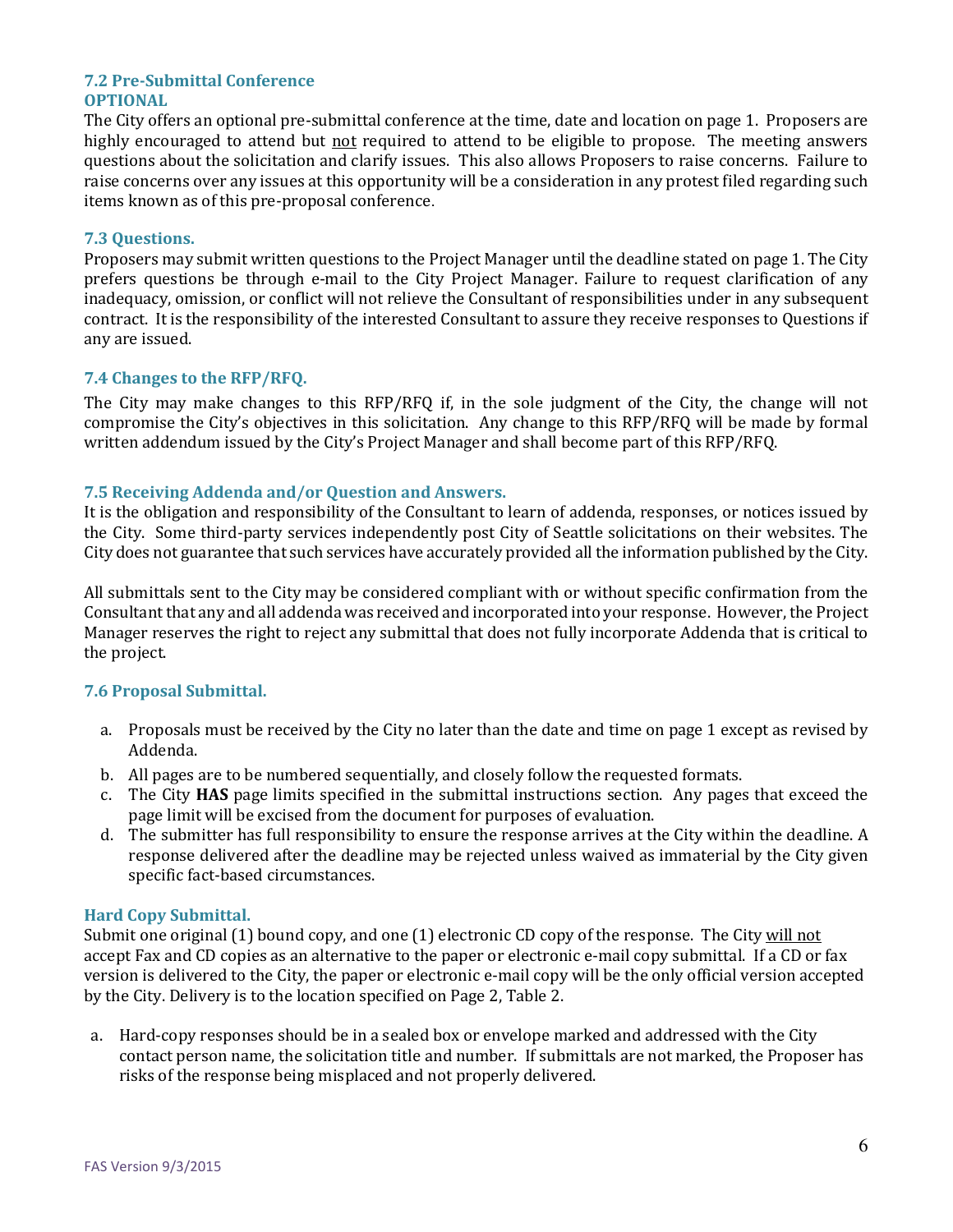### 7.2 Pre-Submittal Conference
**OPTIONAL**

The City offers an optional pre-submittal conference at the time, date and location on page 1. Proposers are highly encouraged to attend but not required to attend to be eligible to propose. The meeting answers questions about the solicitation and clarify issues. This also allows Proposers to raise concerns. Failure to raise concerns over any issues at this opportunity will be a consideration in any protest filed regarding such items known as of this pre-proposal conference.

### 7.3 Questions.

Proposers may submit written questions to the Project Manager until the deadline stated on page 1. The City prefers questions be through e-mail to the City Project Manager. Failure to request clarification of any inadequacy, omission, or conflict will not relieve the Consultant of responsibilities under in any subsequent contract. It is the responsibility of the interested Consultant to assure they receive responses to Questions if any are issued.

### 7.4 Changes to the RFP/RFQ.

The City may make changes to this RFP/RFQ if, in the sole judgment of the City, the change will not compromise the City's objectives in this solicitation. Any change to this RFP/RFQ will be made by formal written addendum issued by the City's Project Manager and shall become part of this RFP/RFQ.

### 7.5 Receiving Addenda and/or Question and Answers.

It is the obligation and responsibility of the Consultant to learn of addenda, responses, or notices issued by the City. Some third-party services independently post City of Seattle solicitations on their websites. The City does not guarantee that such services have accurately provided all the information published by the City.

All submittals sent to the City may be considered compliant with or without specific confirmation from the Consultant that any and all addenda was received and incorporated into your response. However, the Project Manager reserves the right to reject any submittal that does not fully incorporate Addenda that is critical to the project.

### 7.6 Proposal Submittal.

a. Proposals must be received by the City no later than the date and time on page 1 except as revised by Addenda.
b. All pages are to be numbered sequentially, and closely follow the requested formats.
c. The City **HAS** page limits specified in the submittal instructions section. Any pages that exceed the page limit will be excised from the document for purposes of evaluation.
d. The submitter has full responsibility to ensure the response arrives at the City within the deadline. A response delivered after the deadline may be rejected unless waived as immaterial by the City given specific fact-based circumstances.

### Hard Copy Submittal.

Submit one original (1) bound copy, and one (1) electronic CD copy of the response. The City will not accept Fax and CD copies as an alternative to the paper or electronic e-mail copy submittal. If a CD or fax version is delivered to the City, the paper or electronic e-mail copy will be the only official version accepted by the City. Delivery is to the location specified on Page 2, Table 2.

a. Hard-copy responses should be in a sealed box or envelope marked and addressed with the City contact person name, the solicitation title and number. If submittals are not marked, the Proposer has risks of the response being misplaced and not properly delivered.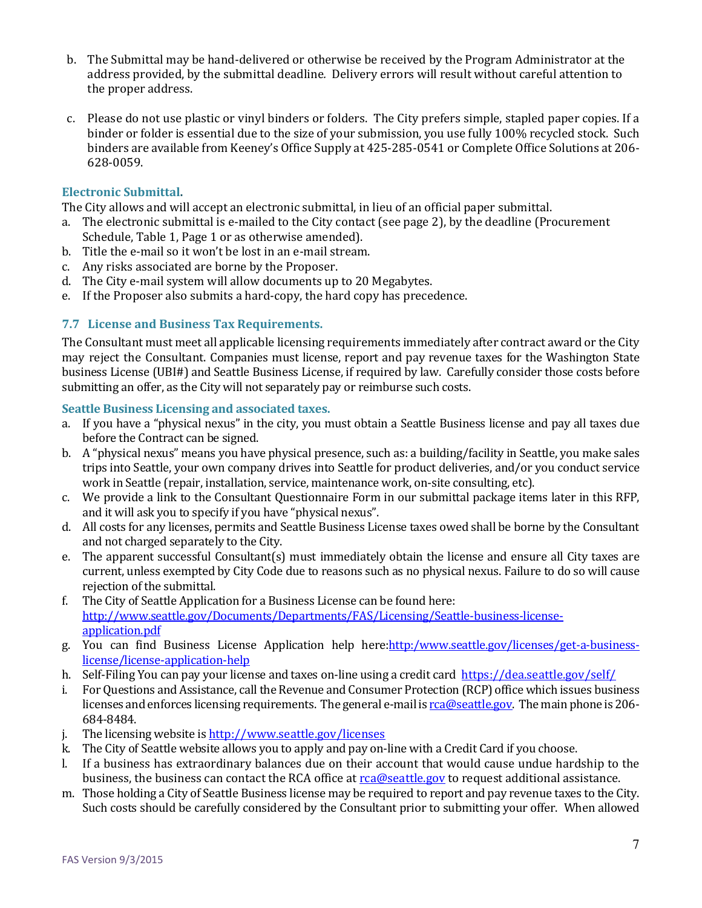b. The Submittal may be hand-delivered or otherwise be received by the Program Administrator at the address provided, by the submittal deadline. Delivery errors will result without careful attention to the proper address.

c. Please do not use plastic or vinyl binders or folders. The City prefers simple, stapled paper copies. If a binder or folder is essential due to the size of your submission, you use fully 100% recycled stock. Such binders are available from Keeney's Office Supply at 425-285-0541 or Complete Office Solutions at 206-628-0059.

### Electronic Submittal.

The City allows and will accept an electronic submittal, in lieu of an official paper submittal.

a. The electronic submittal is e-mailed to the City contact (see page 2), by the deadline (Procurement Schedule, Table 1, Page 1 or as otherwise amended).
b. Title the e-mail so it won't be lost in an e-mail stream.
c. Any risks associated are borne by the Proposer.
d. The City e-mail system will allow documents up to 20 Megabytes.
e. If the Proposer also submits a hard-copy, the hard copy has precedence.

### 7.7 License and Business Tax Requirements.

The Consultant must meet all applicable licensing requirements immediately after contract award or the City may reject the Consultant. Companies must license, report and pay revenue taxes for the Washington State business License (UBI#) and Seattle Business License, if required by law. Carefully consider those costs before submitting an offer, as the City will not separately pay or reimburse such costs.

### Seattle Business Licensing and associated taxes.

a. If you have a "physical nexus" in the city, you must obtain a Seattle Business license and pay all taxes due before the Contract can be signed.
b. A "physical nexus" means you have physical presence, such as: a building/facility in Seattle, you make sales trips into Seattle, your own company drives into Seattle for product deliveries, and/or you conduct service work in Seattle (repair, installation, service, maintenance work, on-site consulting, etc).
c. We provide a link to the Consultant Questionnaire Form in our submittal package items later in this RFP, and it will ask you to specify if you have "physical nexus".
d. All costs for any licenses, permits and Seattle Business License taxes owed shall be borne by the Consultant and not charged separately to the City.
e. The apparent successful Consultant(s) must immediately obtain the license and ensure all City taxes are current, unless exempted by City Code due to reasons such as no physical nexus. Failure to do so will cause rejection of the submittal.
f. The City of Seattle Application for a Business License can be found here: [http://www.seattle.gov/Documents/Departments/FAS/Licensing/Seattle-business-license-application.pdf](http://www.seattle.gov/Documents/Departments/FAS/Licensing/Seattle-business-license-application.pdf)
g. You can find Business License Application help here:[http:/www.seattle.gov/licenses/get-a-business-license/license-application-help](http:/www.seattle.gov/licenses/get-a-business-license/license-application-help)
h. Self-Filing You can pay your license and taxes on-line using a credit card [https://dea.seattle.gov/self/](https://dea.seattle.gov/self/)
i. For Questions and Assistance, call the Revenue and Consumer Protection (RCP) office which issues business licenses and enforces licensing requirements. The general e-mail is [rca@seattle.gov](mailto:rca@seattle.gov). The main phone is 206-684-8484.
j. The licensing website is [http://www.seattle.gov/licenses](http://www.seattle.gov/licenses)
k. The City of Seattle website allows you to apply and pay on-line with a Credit Card if you choose.
l. If a business has extraordinary balances due on their account that would cause undue hardship to the business, the business can contact the RCA office at [rca@seattle.gov](mailto:rca@seattle.gov) to request additional assistance.
m. Those holding a City of Seattle Business license may be required to report and pay revenue taxes to the City. Such costs should be carefully considered by the Consultant prior to submitting your offer. When allowed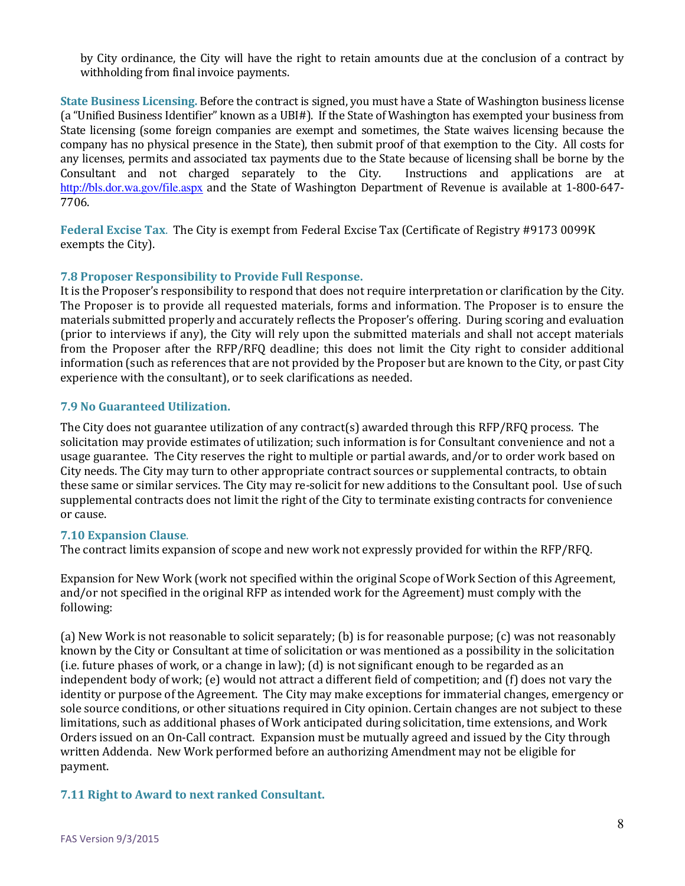by City ordinance, the City will have the right to retain amounts due at the conclusion of a contract by withholding from final invoice payments.

**State Business Licensing.** Before the contract is signed, you must have a State of Washington business license (a "Unified Business Identifier" known as a UBI#). If the State of Washington has exempted your business from State licensing (some foreign companies are exempt and sometimes, the State waives licensing because the company has no physical presence in the State), then submit proof of that exemption to the City. All costs for any licenses, permits and associated tax payments due to the State because of licensing shall be borne by the Consultant and not charged separately to the City. Instructions and applications are at http://bls.dor.wa.gov/file.aspx and the State of Washington Department of Revenue is available at 1-800-647-7706.

**Federal Excise Tax**. The City is exempt from Federal Excise Tax (Certificate of Registry #9173 0099K exempts the City).

### 7.8 Proposer Responsibility to Provide Full Response.

It is the Proposer's responsibility to respond that does not require interpretation or clarification by the City. The Proposer is to provide all requested materials, forms and information. The Proposer is to ensure the materials submitted properly and accurately reflects the Proposer's offering. During scoring and evaluation (prior to interviews if any), the City will rely upon the submitted materials and shall not accept materials from the Proposer after the RFP/RFQ deadline; this does not limit the City right to consider additional information (such as references that are not provided by the Proposer but are known to the City, or past City experience with the consultant), or to seek clarifications as needed.

### 7.9 No Guaranteed Utilization.

The City does not guarantee utilization of any contract(s) awarded through this RFP/RFQ process. The solicitation may provide estimates of utilization; such information is for Consultant convenience and not a usage guarantee. The City reserves the right to multiple or partial awards, and/or to order work based on City needs. The City may turn to other appropriate contract sources or supplemental contracts, to obtain these same or similar services. The City may re-solicit for new additions to the Consultant pool. Use of such supplemental contracts does not limit the right of the City to terminate existing contracts for convenience or cause.

### 7.10 Expansion Clause.

The contract limits expansion of scope and new work not expressly provided for within the RFP/RFQ.

Expansion for New Work (work not specified within the original Scope of Work Section of this Agreement, and/or not specified in the original RFP as intended work for the Agreement) must comply with the following:

(a) New Work is not reasonable to solicit separately; (b) is for reasonable purpose; (c) was not reasonably known by the City or Consultant at time of solicitation or was mentioned as a possibility in the solicitation (i.e. future phases of work, or a change in law); (d) is not significant enough to be regarded as an independent body of work; (e) would not attract a different field of competition; and (f) does not vary the identity or purpose of the Agreement. The City may make exceptions for immaterial changes, emergency or sole source conditions, or other situations required in City opinion. Certain changes are not subject to these limitations, such as additional phases of Work anticipated during solicitation, time extensions, and Work Orders issued on an On-Call contract. Expansion must be mutually agreed and issued by the City through written Addenda. New Work performed before an authorizing Amendment may not be eligible for payment.

### 7.11 Right to Award to next ranked Consultant.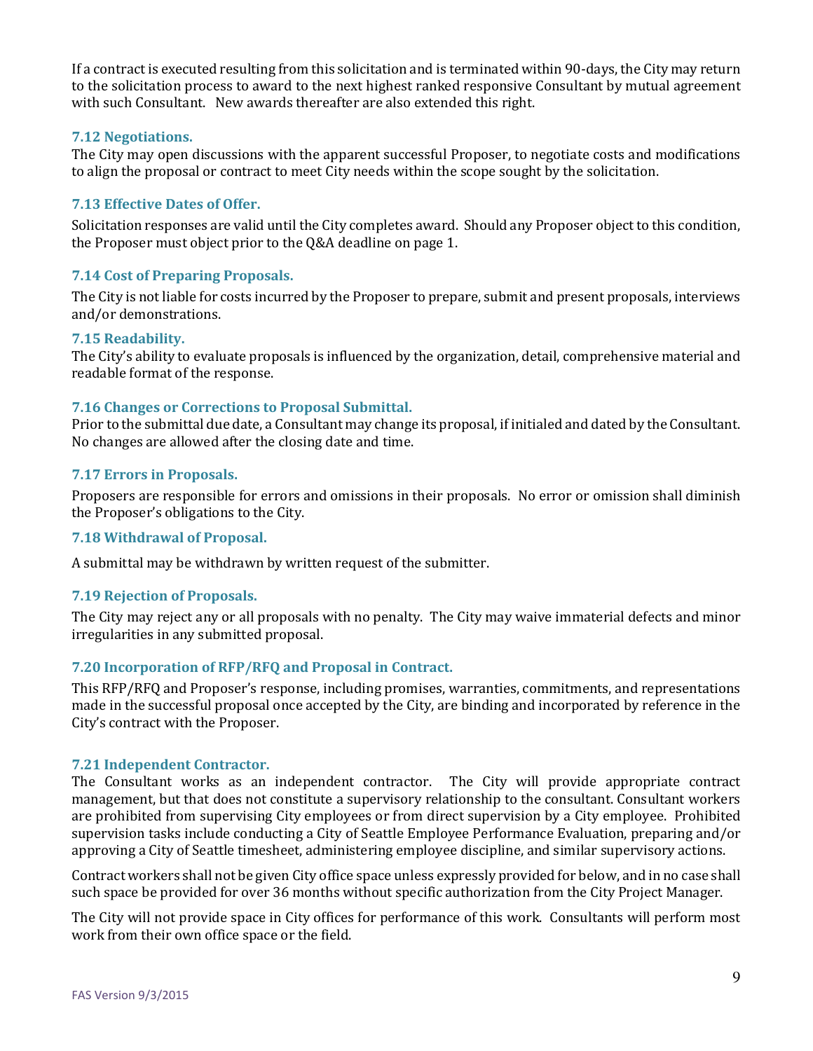If a contract is executed resulting from this solicitation and is terminated within 90-days, the City may return to the solicitation process to award to the next highest ranked responsive Consultant by mutual agreement with such Consultant. New awards thereafter are also extended this right.

### 7.12 Negotiations.

The City may open discussions with the apparent successful Proposer, to negotiate costs and modifications to align the proposal or contract to meet City needs within the scope sought by the solicitation.

### 7.13 Effective Dates of Offer.

Solicitation responses are valid until the City completes award. Should any Proposer object to this condition, the Proposer must object prior to the Q&A deadline on page 1.

### 7.14 Cost of Preparing Proposals.

The City is not liable for costs incurred by the Proposer to prepare, submit and present proposals, interviews and/or demonstrations.

### 7.15 Readability.

The City's ability to evaluate proposals is influenced by the organization, detail, comprehensive material and readable format of the response.

### 7.16 Changes or Corrections to Proposal Submittal.

Prior to the submittal due date, a Consultant may change its proposal, if initialed and dated by the Consultant. No changes are allowed after the closing date and time.

### 7.17 Errors in Proposals.

Proposers are responsible for errors and omissions in their proposals. No error or omission shall diminish the Proposer's obligations to the City.

### 7.18 Withdrawal of Proposal.

A submittal may be withdrawn by written request of the submitter.

### 7.19 Rejection of Proposals.

The City may reject any or all proposals with no penalty. The City may waive immaterial defects and minor irregularities in any submitted proposal.

### 7.20 Incorporation of RFP/RFQ and Proposal in Contract.

This RFP/RFQ and Proposer's response, including promises, warranties, commitments, and representations made in the successful proposal once accepted by the City, are binding and incorporated by reference in the City's contract with the Proposer.

### 7.21 Independent Contractor.

The Consultant works as an independent contractor. The City will provide appropriate contract management, but that does not constitute a supervisory relationship to the consultant. Consultant workers are prohibited from supervising City employees or from direct supervision by a City employee. Prohibited supervision tasks include conducting a City of Seattle Employee Performance Evaluation, preparing and/or approving a City of Seattle timesheet, administering employee discipline, and similar supervisory actions.

Contract workers shall not be given City office space unless expressly provided for below, and in no case shall such space be provided for over 36 months without specific authorization from the City Project Manager.

The City will not provide space in City offices for performance of this work. Consultants will perform most work from their own office space or the field.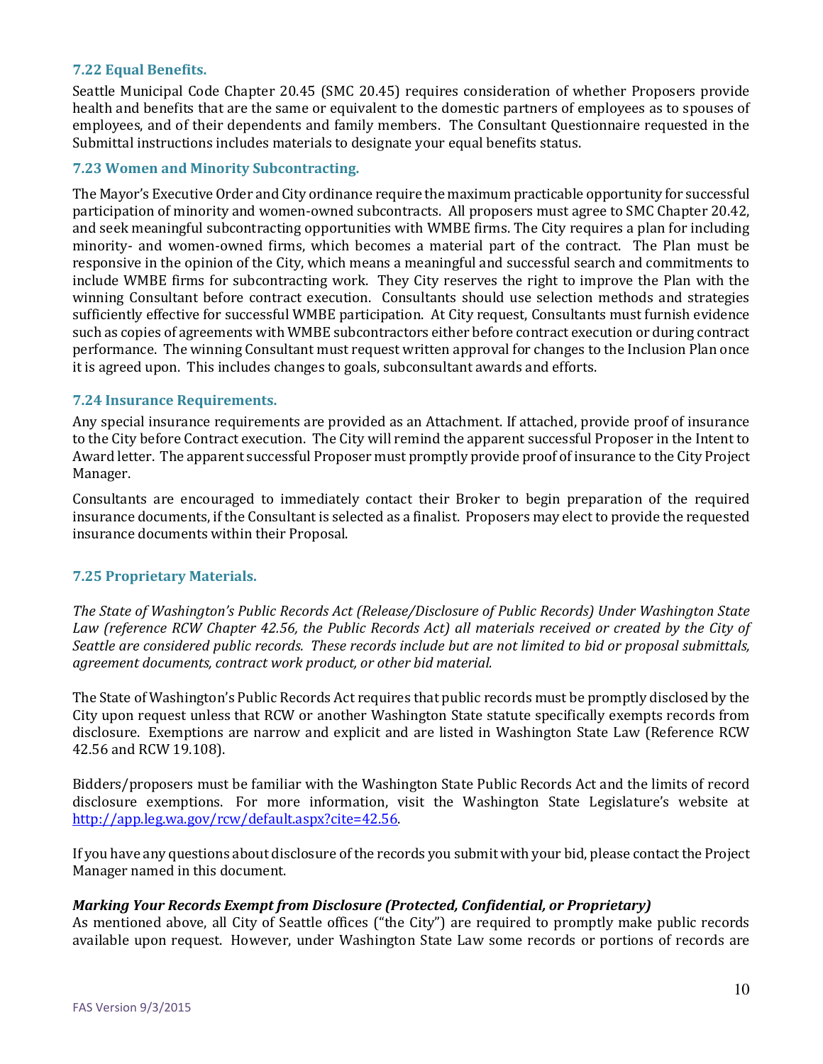### 7.22 Equal Benefits.

Seattle Municipal Code Chapter 20.45 (SMC 20.45) requires consideration of whether Proposers provide health and benefits that are the same or equivalent to the domestic partners of employees as to spouses of employees, and of their dependents and family members. The Consultant Questionnaire requested in the Submittal instructions includes materials to designate your equal benefits status.

### 7.23 Women and Minority Subcontracting.

The Mayor's Executive Order and City ordinance require the maximum practicable opportunity for successful participation of minority and women-owned subcontracts. All proposers must agree to SMC Chapter 20.42, and seek meaningful subcontracting opportunities with WMBE firms. The City requires a plan for including minority- and women-owned firms, which becomes a material part of the contract. The Plan must be responsive in the opinion of the City, which means a meaningful and successful search and commitments to include WMBE firms for subcontracting work. They City reserves the right to improve the Plan with the winning Consultant before contract execution. Consultants should use selection methods and strategies sufficiently effective for successful WMBE participation. At City request, Consultants must furnish evidence such as copies of agreements with WMBE subcontractors either before contract execution or during contract performance. The winning Consultant must request written approval for changes to the Inclusion Plan once it is agreed upon. This includes changes to goals, subconsultant awards and efforts.

### 7.24 Insurance Requirements.

Any special insurance requirements are provided as an Attachment. If attached, provide proof of insurance to the City before Contract execution. The City will remind the apparent successful Proposer in the Intent to Award letter. The apparent successful Proposer must promptly provide proof of insurance to the City Project Manager.

Consultants are encouraged to immediately contact their Broker to begin preparation of the required insurance documents, if the Consultant is selected as a finalist. Proposers may elect to provide the requested insurance documents within their Proposal.

### 7.25 Proprietary Materials.

*The State of Washington's Public Records Act (Release/Disclosure of Public Records) Under Washington State Law (reference RCW Chapter 42.56, the Public Records Act) all materials received or created by the City of Seattle are considered public records. These records include but are not limited to bid or proposal submittals, agreement documents, contract work product, or other bid material.*

The State of Washington's Public Records Act requires that public records must be promptly disclosed by the City upon request unless that RCW or another Washington State statute specifically exempts records from disclosure. Exemptions are narrow and explicit and are listed in Washington State Law (Reference RCW 42.56 and RCW 19.108).

Bidders/proposers must be familiar with the Washington State Public Records Act and the limits of record disclosure exemptions. For more information, visit the Washington State Legislature's website at [http://app.leg.wa.gov/rcw/default.aspx?cite=42.56](http://app.leg.wa.gov/rcw/default.aspx?cite=42.56).

If you have any questions about disclosure of the records you submit with your bid, please contact the Project Manager named in this document.

***Marking Your Records Exempt from Disclosure (Protected, Confidential, or Proprietary)***

As mentioned above, all City of Seattle offices ("the City") are required to promptly make public records available upon request. However, under Washington State Law some records or portions of records are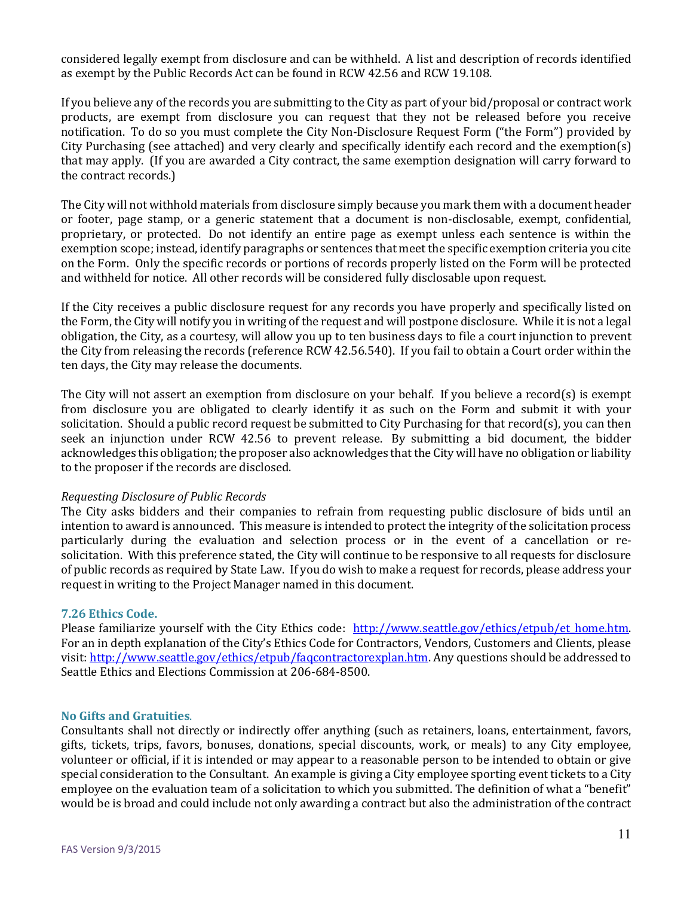considered legally exempt from disclosure and can be withheld. A list and description of records identified as exempt by the Public Records Act can be found in RCW 42.56 and RCW 19.108.

If you believe any of the records you are submitting to the City as part of your bid/proposal or contract work products, are exempt from disclosure you can request that they not be released before you receive notification. To do so you must complete the City Non-Disclosure Request Form ("the Form") provided by City Purchasing (see attached) and very clearly and specifically identify each record and the exemption(s) that may apply. (If you are awarded a City contract, the same exemption designation will carry forward to the contract records.)

The City will not withhold materials from disclosure simply because you mark them with a document header or footer, page stamp, or a generic statement that a document is non-disclosable, exempt, confidential, proprietary, or protected. Do not identify an entire page as exempt unless each sentence is within the exemption scope; instead, identify paragraphs or sentences that meet the specific exemption criteria you cite on the Form. Only the specific records or portions of records properly listed on the Form will be protected and withheld for notice. All other records will be considered fully disclosable upon request.

If the City receives a public disclosure request for any records you have properly and specifically listed on the Form, the City will notify you in writing of the request and will postpone disclosure. While it is not a legal obligation, the City, as a courtesy, will allow you up to ten business days to file a court injunction to prevent the City from releasing the records (reference RCW 42.56.540). If you fail to obtain a Court order within the ten days, the City may release the documents.

The City will not assert an exemption from disclosure on your behalf. If you believe a record(s) is exempt from disclosure you are obligated to clearly identify it as such on the Form and submit it with your solicitation. Should a public record request be submitted to City Purchasing for that record(s), you can then seek an injunction under RCW 42.56 to prevent release. By submitting a bid document, the bidder acknowledges this obligation; the proposer also acknowledges that the City will have no obligation or liability to the proposer if the records are disclosed.

*Requesting Disclosure of Public Records*

The City asks bidders and their companies to refrain from requesting public disclosure of bids until an intention to award is announced. This measure is intended to protect the integrity of the solicitation process particularly during the evaluation and selection process or in the event of a cancellation or re-solicitation. With this preference stated, the City will continue to be responsive to all requests for disclosure of public records as required by State Law. If you do wish to make a request for records, please address your request in writing to the Project Manager named in this document.

### 7.26 Ethics Code.

Please familiarize yourself with the City Ethics code: [http://www.seattle.gov/ethics/etpub/et_home.htm](http://www.seattle.gov/ethics/etpub/et_home.htm). For an in depth explanation of the City's Ethics Code for Contractors, Vendors, Customers and Clients, please visit: [http://www.seattle.gov/ethics/etpub/faqcontractorexplan.htm](http://www.seattle.gov/ethics/etpub/faqcontractorexplan.htm). Any questions should be addressed to Seattle Ethics and Elections Commission at 206-684-8500.

### No Gifts and Gratuities.

Consultants shall not directly or indirectly offer anything (such as retainers, loans, entertainment, favors, gifts, tickets, trips, favors, bonuses, donations, special discounts, work, or meals) to any City employee, volunteer or official, if it is intended or may appear to a reasonable person to be intended to obtain or give special consideration to the Consultant. An example is giving a City employee sporting event tickets to a City employee on the evaluation team of a solicitation to which you submitted. The definition of what a "benefit" would be is broad and could include not only awarding a contract but also the administration of the contract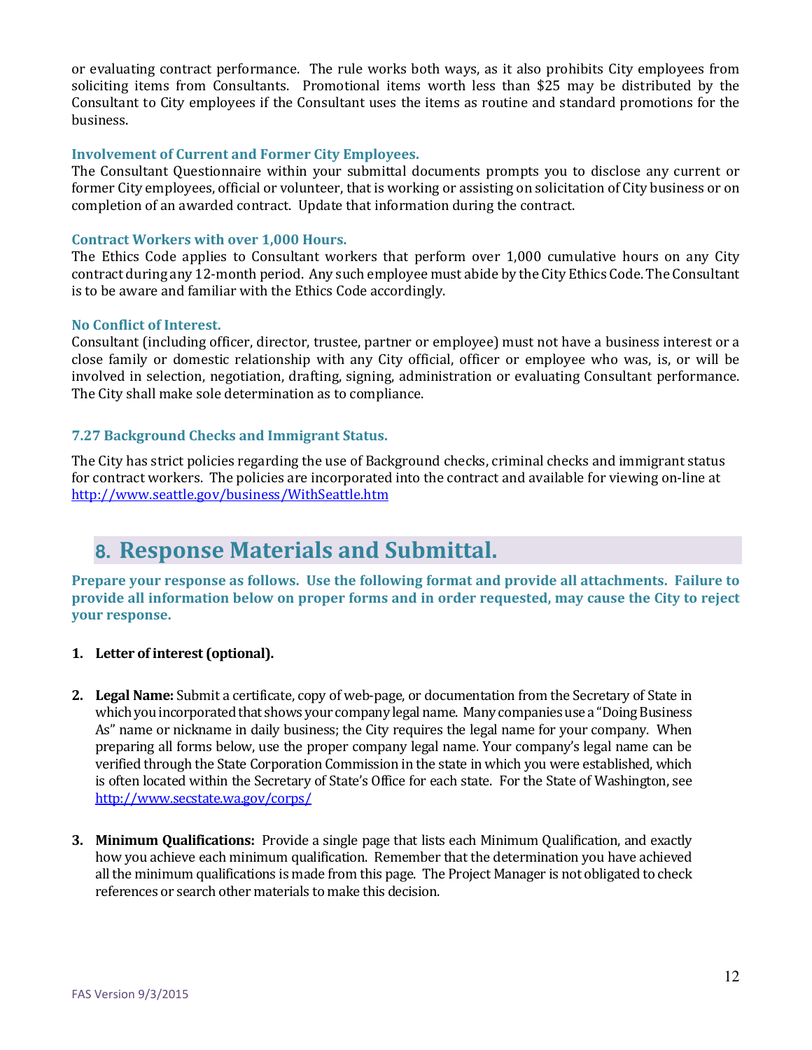or evaluating contract performance. The rule works both ways, as it also prohibits City employees from soliciting items from Consultants. Promotional items worth less than $25 may be distributed by the Consultant to City employees if the Consultant uses the items as routine and standard promotions for the business.

### Involvement of Current and Former City Employees.

The Consultant Questionnaire within your submittal documents prompts you to disclose any current or former City employees, official or volunteer, that is working or assisting on solicitation of City business or on completion of an awarded contract. Update that information during the contract.

### Contract Workers with over 1,000 Hours.

The Ethics Code applies to Consultant workers that perform over 1,000 cumulative hours on any City contract during any 12-month period. Any such employee must abide by the City Ethics Code. The Consultant is to be aware and familiar with the Ethics Code accordingly.

### No Conflict of Interest.

Consultant (including officer, director, trustee, partner or employee) must not have a business interest or a close family or domestic relationship with any City official, officer or employee who was, is, or will be involved in selection, negotiation, drafting, signing, administration or evaluating Consultant performance. The City shall make sole determination as to compliance.

### 7.27 Background Checks and Immigrant Status.

The City has strict policies regarding the use of Background checks, criminal checks and immigrant status for contract workers. The policies are incorporated into the contract and available for viewing on-line at http://www.seattle.gov/business/WithSeattle.htm

## 8. Response Materials and Submittal.

**Prepare your response as follows. Use the following format and provide all attachments. Failure to provide all information below on proper forms and in order requested, may cause the City to reject your response.**

1. **Letter of interest (optional).**

2. **Legal Name:** Submit a certificate, copy of web-page, or documentation from the Secretary of State in which you incorporated that shows your company legal name. Many companies use a "Doing Business As" name or nickname in daily business; the City requires the legal name for your company. When preparing all forms below, use the proper company legal name. Your company's legal name can be verified through the State Corporation Commission in the state in which you were established, which is often located within the Secretary of State's Office for each state. For the State of Washington, see http://www.secstate.wa.gov/corps/

3. **Minimum Qualifications:** Provide a single page that lists each Minimum Qualification, and exactly how you achieve each minimum qualification. Remember that the determination you have achieved all the minimum qualifications is made from this page. The Project Manager is not obligated to check references or search other materials to make this decision.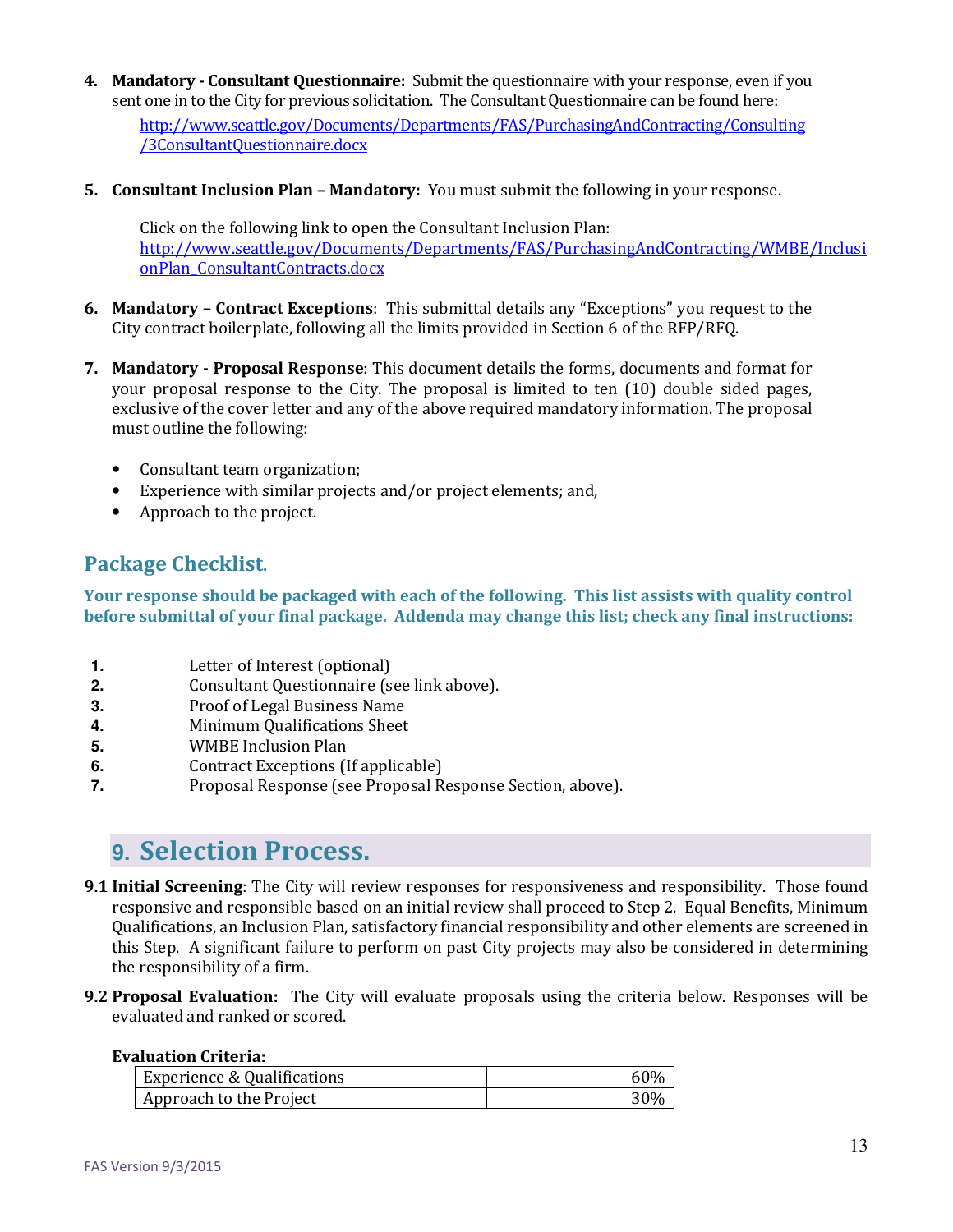4. **Mandatory - Consultant Questionnaire:** Submit the questionnaire with your response, even if you sent one in to the City for previous solicitation. The Consultant Questionnaire can be found here:

   http://www.seattle.gov/Documents/Departments/FAS/PurchasingAndContracting/Consulting/3ConsultantQuestionnaire.docx

5. **Consultant Inclusion Plan – Mandatory:** You must submit the following in your response.

   Click on the following link to open the Consultant Inclusion Plan:
   http://www.seattle.gov/Documents/Departments/FAS/PurchasingAndContracting/WMBE/InclusionPlan_ConsultantContracts.docx

6. **Mandatory – Contract Exceptions**: This submittal details any "Exceptions" you request to the City contract boilerplate, following all the limits provided in Section 6 of the RFP/RFQ.

7. **Mandatory - Proposal Response**: This document details the forms, documents and format for your proposal response to the City. The proposal is limited to ten (10) double sided pages, exclusive of the cover letter and any of the above required mandatory information. The proposal must outline the following:

   - Consultant team organization;
   - Experience with similar projects and/or project elements; and,
   - Approach to the project.

## Package Checklist.

**Your response should be packaged with each of the following. This list assists with quality control before submittal of your final package. Addenda may change this list; check any final instructions:**

1. Letter of Interest (optional)
2. Consultant Questionnaire (see link above).
3. Proof of Legal Business Name
4. Minimum Qualifications Sheet
5. WMBE Inclusion Plan
6. Contract Exceptions (If applicable)
7. Proposal Response (see Proposal Response Section, above).

# 9. Selection Process.

**9.1 Initial Screening**: The City will review responses for responsiveness and responsibility. Those found responsive and responsible based on an initial review shall proceed to Step 2. Equal Benefits, Minimum Qualifications, an Inclusion Plan, satisfactory financial responsibility and other elements are screened in this Step. A significant failure to perform on past City projects may also be considered in determining the responsibility of a firm.

**9.2 Proposal Evaluation:** The City will evaluate proposals using the criteria below. Responses will be evaluated and ranked or scored.

**Evaluation Criteria:**

| Experience & Qualifications | 60% |
|---|---|
| Approach to the Project | 30% |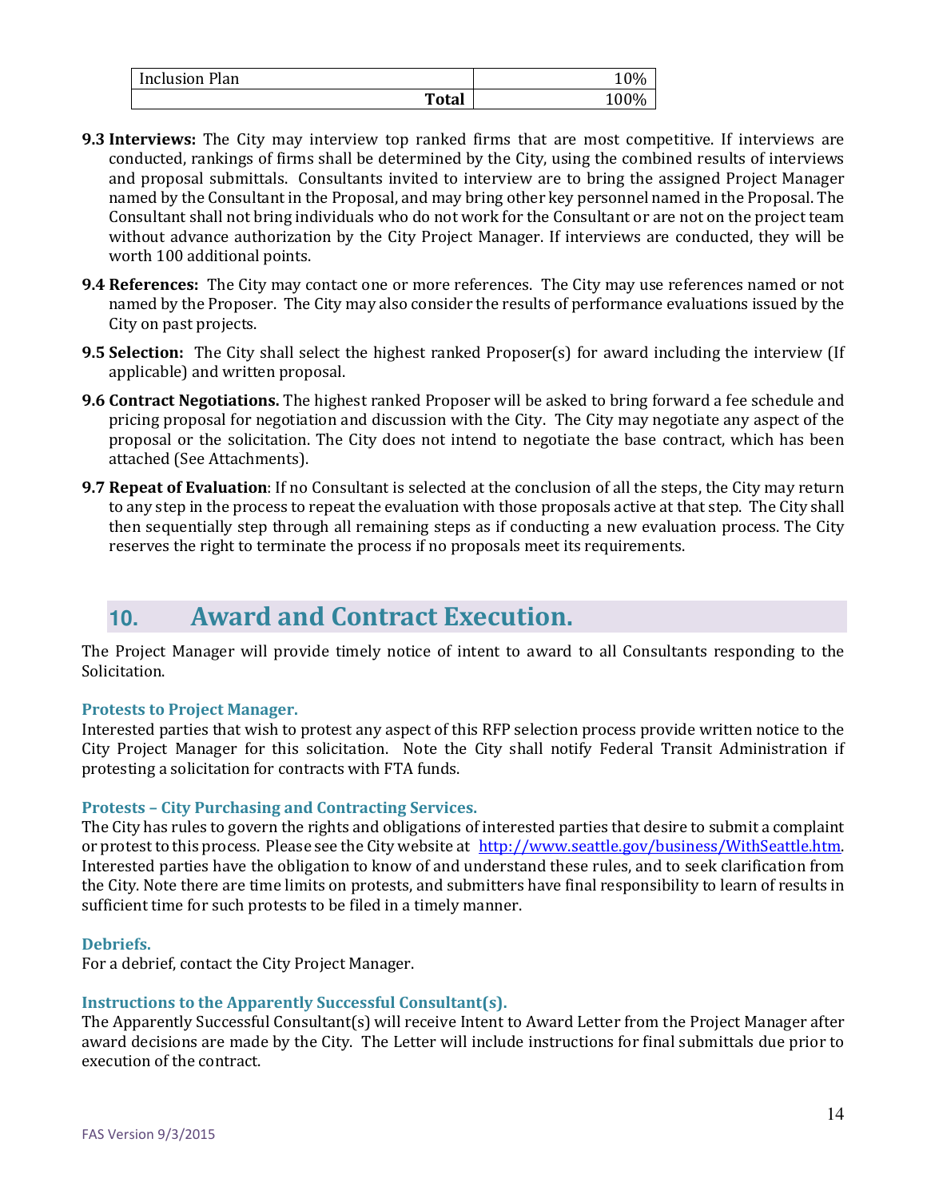| Inclusion Plan | 10% |
|---|---|
| **Total** | 100% |

**9.3 Interviews:** The City may interview top ranked firms that are most competitive. If interviews are conducted, rankings of firms shall be determined by the City, using the combined results of interviews and proposal submittals. Consultants invited to interview are to bring the assigned Project Manager named by the Consultant in the Proposal, and may bring other key personnel named in the Proposal. The Consultant shall not bring individuals who do not work for the Consultant or are not on the project team without advance authorization by the City Project Manager. If interviews are conducted, they will be worth 100 additional points.

**9.4 References:** The City may contact one or more references. The City may use references named or not named by the Proposer. The City may also consider the results of performance evaluations issued by the City on past projects.

**9.5 Selection:** The City shall select the highest ranked Proposer(s) for award including the interview (If applicable) and written proposal.

**9.6 Contract Negotiations.** The highest ranked Proposer will be asked to bring forward a fee schedule and pricing proposal for negotiation and discussion with the City. The City may negotiate any aspect of the proposal or the solicitation. The City does not intend to negotiate the base contract, which has been attached (See Attachments).

**9.7 Repeat of Evaluation**: If no Consultant is selected at the conclusion of all the steps, the City may return to any step in the process to repeat the evaluation with those proposals active at that step. The City shall then sequentially step through all remaining steps as if conducting a new evaluation process. The City reserves the right to terminate the process if no proposals meet its requirements.

## 10. Award and Contract Execution.

The Project Manager will provide timely notice of intent to award to all Consultants responding to the Solicitation.

### Protests to Project Manager.

Interested parties that wish to protest any aspect of this RFP selection process provide written notice to the City Project Manager for this solicitation. Note the City shall notify Federal Transit Administration if protesting a solicitation for contracts with FTA funds.

### Protests – City Purchasing and Contracting Services.

The City has rules to govern the rights and obligations of interested parties that desire to submit a complaint or protest to this process. Please see the City website at http://www.seattle.gov/business/WithSeattle.htm. Interested parties have the obligation to know of and understand these rules, and to seek clarification from the City. Note there are time limits on protests, and submitters have final responsibility to learn of results in sufficient time for such protests to be filed in a timely manner.

### Debriefs.

For a debrief, contact the City Project Manager.

### Instructions to the Apparently Successful Consultant(s).

The Apparently Successful Consultant(s) will receive Intent to Award Letter from the Project Manager after award decisions are made by the City. The Letter will include instructions for final submittals due prior to execution of the contract.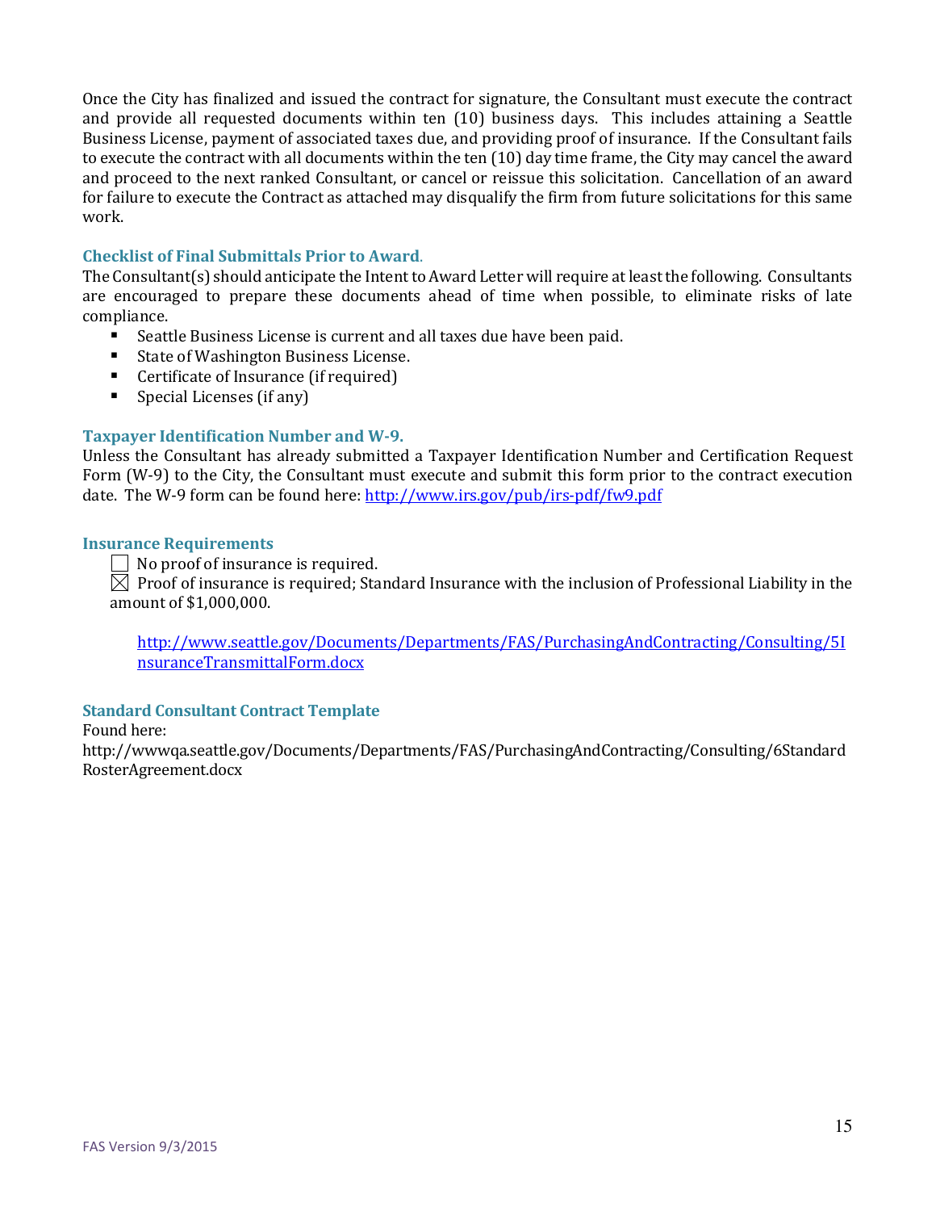Once the City has finalized and issued the contract for signature, the Consultant must execute the contract and provide all requested documents within ten (10) business days. This includes attaining a Seattle Business License, payment of associated taxes due, and providing proof of insurance. If the Consultant fails to execute the contract with all documents within the ten (10) day time frame, the City may cancel the award and proceed to the next ranked Consultant, or cancel or reissue this solicitation. Cancellation of an award for failure to execute the Contract as attached may disqualify the firm from future solicitations for this same work.

### Checklist of Final Submittals Prior to Award.

The Consultant(s) should anticipate the Intent to Award Letter will require at least the following. Consultants are encouraged to prepare these documents ahead of time when possible, to eliminate risks of late compliance.

- Seattle Business License is current and all taxes due have been paid.
- State of Washington Business License.
- Certificate of Insurance (if required)
- Special Licenses (if any)

### Taxpayer Identification Number and W-9.

Unless the Consultant has already submitted a Taxpayer Identification Number and Certification Request Form (W-9) to the City, the Consultant must execute and submit this form prior to the contract execution date. The W-9 form can be found here: http://www.irs.gov/pub/irs-pdf/fw9.pdf

### Insurance Requirements

☐ No proof of insurance is required.

☒ Proof of insurance is required; Standard Insurance with the inclusion of Professional Liability in the amount of $1,000,000.

http://www.seattle.gov/Documents/Departments/FAS/PurchasingAndContracting/Consulting/5InsuranceTransmittalForm.docx

### Standard Consultant Contract Template

Found here:
http://wwwqa.seattle.gov/Documents/Departments/FAS/PurchasingAndContracting/Consulting/6StandardRosterAgreement.docx